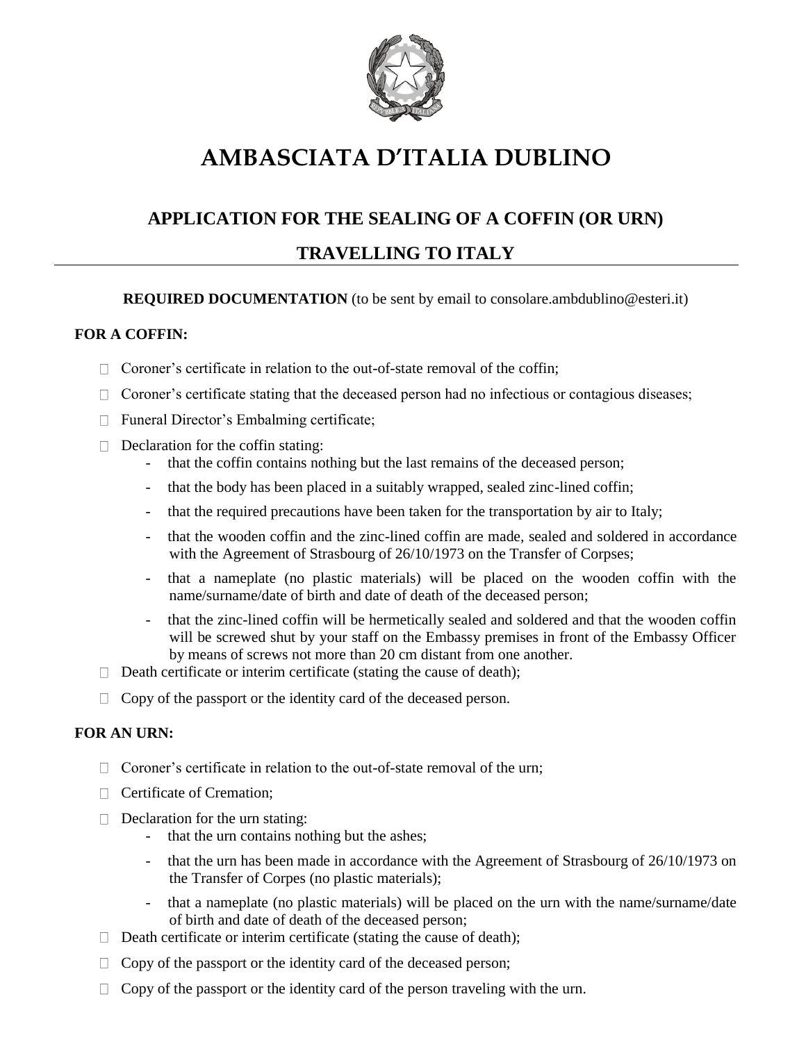# AMBASCIATA D'ITALIA DUBLINO

## APPLICATION FOR THE SEALING OF A COFFIN (OR URN)

## TRAVELLING TO ITALY

**REQUIRED DOCUMENTATION** (to be sent by email to consolare.ambdublino@esteri.it)

**FOR A COFFIN:**

- Coroner's certificate in relation to the out-of-state removal of the coffin;
- Coroner's certificate stating that the deceased person had no infectious or contagious diseases;
- Funeral Director's Embalming certificate;
- Declaration for the coffin stating:
  - that the coffin contains nothing but the last remains of the deceased person;
  - that the body has been placed in a suitably wrapped, sealed zinc-lined coffin;
  - that the required precautions have been taken for the transportation by air to Italy;
  - that the wooden coffin and the zinc-lined coffin are made, sealed and soldered in accordance with the Agreement of Strasbourg of 26/10/1973 on the Transfer of Corpses;
  - that a nameplate (no plastic materials) will be placed on the wooden coffin with the name/surname/date of birth and date of death of the deceased person;
  - that the zinc-lined coffin will be hermetically sealed and soldered and that the wooden coffin will be screwed shut by your staff on the Embassy premises in front of the Embassy Officer by means of screws not more than 20 cm distant from one another.
- Death certificate or interim certificate (stating the cause of death);
- Copy of the passport or the identity card of the deceased person.

**FOR AN URN:**

- Coroner's certificate in relation to the out-of-state removal of the urn;
- Certificate of Cremation;
- Declaration for the urn stating:
  - that the urn contains nothing but the ashes;
  - that the urn has been made in accordance with the Agreement of Strasbourg of 26/10/1973 on the Transfer of Corpes (no plastic materials);
  - that a nameplate (no plastic materials) will be placed on the urn with the name/surname/date of birth and date of death of the deceased person;
- Death certificate or interim certificate (stating the cause of death);
- Copy of the passport or the identity card of the deceased person;
- Copy of the passport or the identity card of the person traveling with the urn.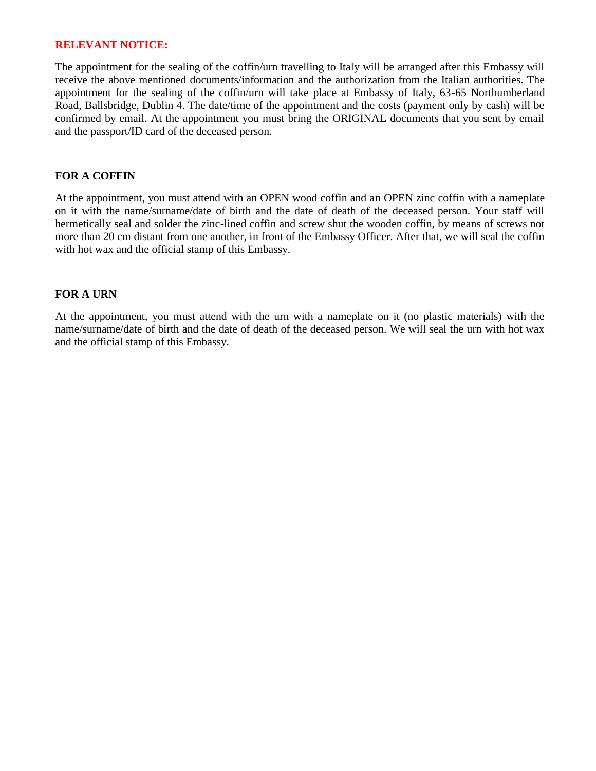**RELEVANT NOTICE:**

The appointment for the sealing of the coffin/urn travelling to Italy will be arranged after this Embassy will receive the above mentioned documents/information and the authorization from the Italian authorities. The appointment for the sealing of the coffin/urn will take place at Embassy of Italy, 63-65 Northumberland Road, Ballsbridge, Dublin 4. The date/time of the appointment and the costs (payment only by cash) will be confirmed by email. At the appointment you must bring the ORIGINAL documents that you sent by email and the passport/ID card of the deceased person.

**FOR A COFFIN**

At the appointment, you must attend with an OPEN wood coffin and an OPEN zinc coffin with a nameplate on it with the name/surname/date of birth and the date of death of the deceased person. Your staff will hermetically seal and solder the zinc-lined coffin and screw shut the wooden coffin, by means of screws not more than 20 cm distant from one another, in front of the Embassy Officer. After that, we will seal the coffin with hot wax and the official stamp of this Embassy.

**FOR A URN**

At the appointment, you must attend with the urn with a nameplate on it (no plastic materials) with the name/surname/date of birth and the date of death of the deceased person. We will seal the urn with hot wax and the official stamp of this Embassy.